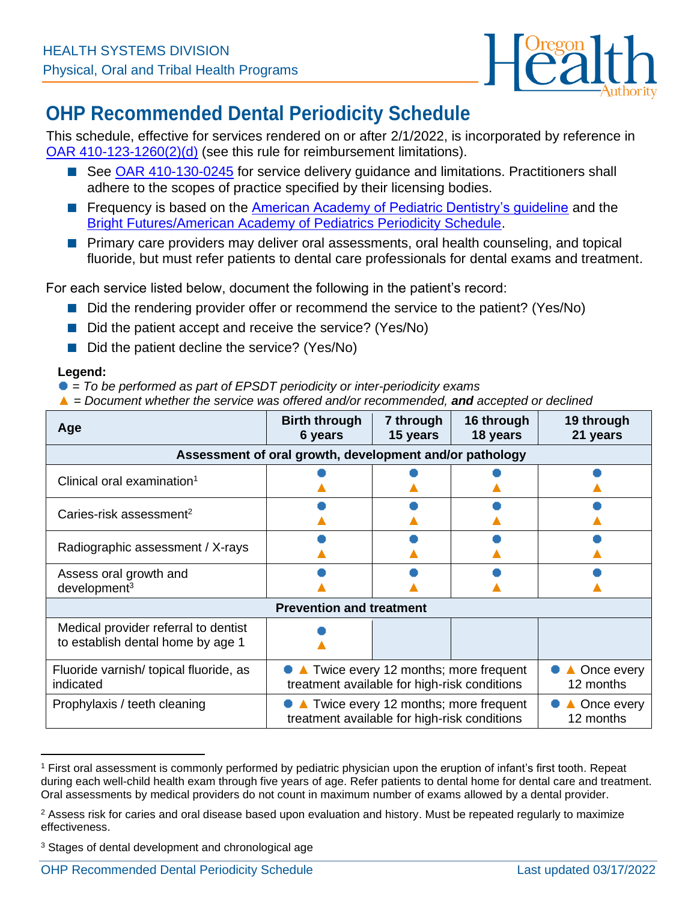HEALTH SYSTEMS DIVISION
Physical, Oral and Tribal Health Programs

# OHP Recommended Dental Periodicity Schedule

This schedule, effective for services rendered on or after 2/1/2022, is incorporated by reference in OAR 410-123-1260(2)(d) (see this rule for reimbursement limitations).

- See OAR 410-130-0245 for service delivery guidance and limitations. Practitioners shall adhere to the scopes of practice specified by their licensing bodies.
- Frequency is based on the American Academy of Pediatric Dentistry's guideline and the Bright Futures/American Academy of Pediatrics Periodicity Schedule.
- Primary care providers may deliver oral assessments, oral health counseling, and topical fluoride, but must refer patients to dental care professionals for dental exams and treatment.

For each service listed below, document the following in the patient's record:

- Did the rendering provider offer or recommend the service to the patient? (Yes/No)
- Did the patient accept and receive the service? (Yes/No)
- Did the patient decline the service? (Yes/No)

**Legend:**

● = *To be performed as part of EPSDT periodicity or inter-periodicity exams*

▲ = *Document whether the service was offered and/or recommended,* ***and*** *accepted or declined*

| Age | Birth through 6 years | 7 through 15 years | 16 through 18 years | 19 through 21 years |
|---|---|---|---|---|
| **Assessment of oral growth, development and/or pathology** | | | | |
| Clinical oral examination[1] | ● ▲ | ● ▲ | ● ▲ | ● ▲ |
| Caries-risk assessment[2] | ● ▲ | ● ▲ | ● ▲ | ● ▲ |
| Radiographic assessment / X-rays | ● ▲ | ● ▲ | ● ▲ | ● ▲ |
| Assess oral growth and development[3] | ● ▲ | ● ▲ | ● ▲ | ● ▲ |
| **Prevention and treatment** | | | | |
| Medical provider referral to dentist to establish dental home by age 1 | ● ▲ | | | |
| Fluoride varnish/ topical fluoride, as indicated | ● ▲ Twice every 12 months; more frequent treatment available for high-risk conditions | | | ● ▲ Once every 12 months |
| Prophylaxis / teeth cleaning | ● ▲ Twice every 12 months; more frequent treatment available for high-risk conditions | | | ● ▲ Once every 12 months |

[1] First oral assessment is commonly performed by pediatric physician upon the eruption of infant's first tooth. Repeat during each well-child health exam through five years of age. Refer patients to dental home for dental care and treatment. Oral assessments by medical providers do not count in maximum number of exams allowed by a dental provider.

[2] Assess risk for caries and oral disease based upon evaluation and history. Must be repeated regularly to maximize effectiveness.

[3] Stages of dental development and chronological age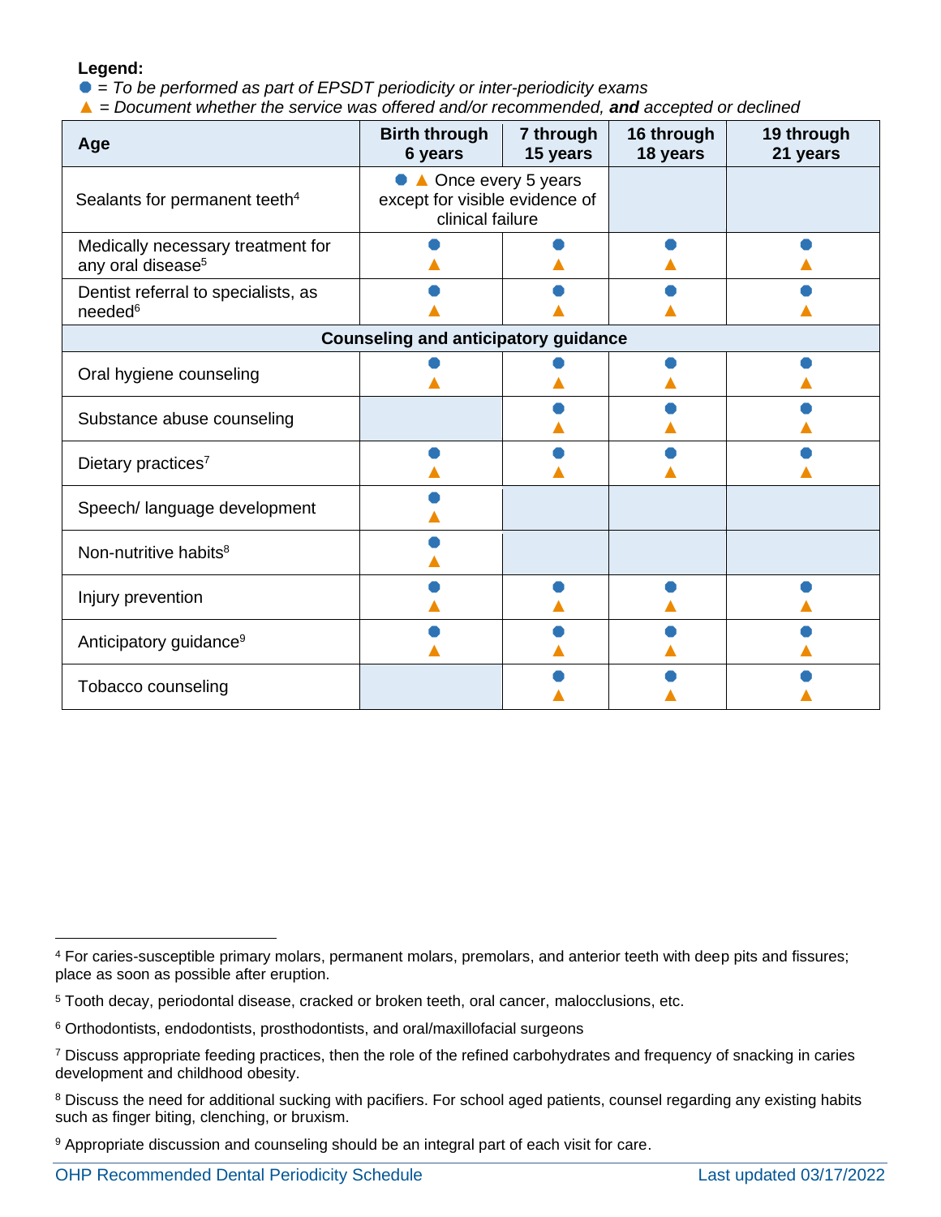**Legend:**
● = *To be performed as part of EPSDT periodicity or inter-periodicity exams*
▲ = *Document whether the service was offered and/or recommended, **and** accepted or declined*

| Age | Birth through 6 years | 7 through 15 years | 16 through 18 years | 19 through 21 years |
|---|---|---|---|---|
| Sealants for permanent teeth[4] | ● ▲ Once every 5 years except for visible evidence of clinical failure | | | |
| Medically necessary treatment for any oral disease[5] | ● ▲ | ● ▲ | ● ▲ | ● ▲ |
| Dentist referral to specialists, as needed[6] | ● ▲ | ● ▲ | ● ▲ | ● ▲ |
| **Counseling and anticipatory guidance** | | | | |
| Oral hygiene counseling | ● ▲ | ● ▲ | ● ▲ | ● ▲ |
| Substance abuse counseling | | ● ▲ | ● ▲ | ● ▲ |
| Dietary practices[7] | ● ▲ | ● ▲ | ● ▲ | ● ▲ |
| Speech/ language development | ● ▲ | | | |
| Non-nutritive habits[8] | ● ▲ | | | |
| Injury prevention | ● ▲ | ● ▲ | ● ▲ | ● ▲ |
| Anticipatory guidance[9] | ● ▲ | ● ▲ | ● ▲ | ● ▲ |
| Tobacco counseling | | ● ▲ | ● ▲ | ● ▲ |

[4] For caries-susceptible primary molars, permanent molars, premolars, and anterior teeth with deep pits and fissures; place as soon as possible after eruption.

[5] Tooth decay, periodontal disease, cracked or broken teeth, oral cancer, malocclusions, etc.

[6] Orthodontists, endodontists, prosthodontists, and oral/maxillofacial surgeons

[7] Discuss appropriate feeding practices, then the role of the refined carbohydrates and frequency of snacking in caries development and childhood obesity.

[8] Discuss the need for additional sucking with pacifiers. For school aged patients, counsel regarding any existing habits such as finger biting, clenching, or bruxism.

[9] Appropriate discussion and counseling should be an integral part of each visit for care.